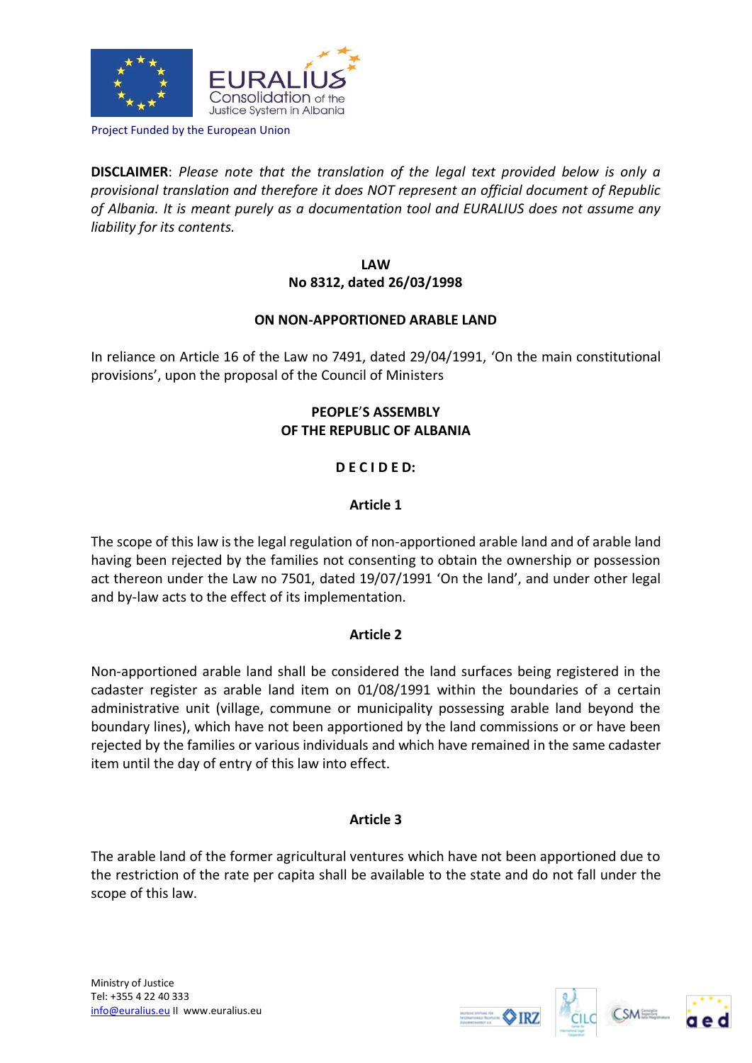Project Funded by the European Union

**DISCLAIMER**: *Please note that the translation of the legal text provided below is only a provisional translation and therefore it does NOT represent an official document of Republic of Albania. It is meant purely as a documentation tool and EURALIUS does not assume any liability for its contents.*

**LAW**
**No 8312, dated 26/03/1998**

**ON NON-APPORTIONED ARABLE LAND**

In reliance on Article 16 of the Law no 7491, dated 29/04/1991, 'On the main constitutional provisions', upon the proposal of the Council of Ministers

**PEOPLE'S ASSEMBLY**
**OF THE REPUBLIC OF ALBANIA**

**D E C I D E D:**

**Article 1**

The scope of this law is the legal regulation of non-apportioned arable land and of arable land having been rejected by the families not consenting to obtain the ownership or possession act thereon under the Law no 7501, dated 19/07/1991 'On the land', and under other legal and by-law acts to the effect of its implementation.

**Article 2**

Non-apportioned arable land shall be considered the land surfaces being registered in the cadaster register as arable land item on 01/08/1991 within the boundaries of a certain administrative unit (village, commune or municipality possessing arable land beyond the boundary lines), which have not been apportioned by the land commissions or or have been rejected by the families or various individuals and which have remained in the same cadaster item until the day of entry of this law into effect.

**Article 3**

The arable land of the former agricultural ventures which have not been apportioned due to the restriction of the rate per capita shall be available to the state and do not fall under the scope of this law.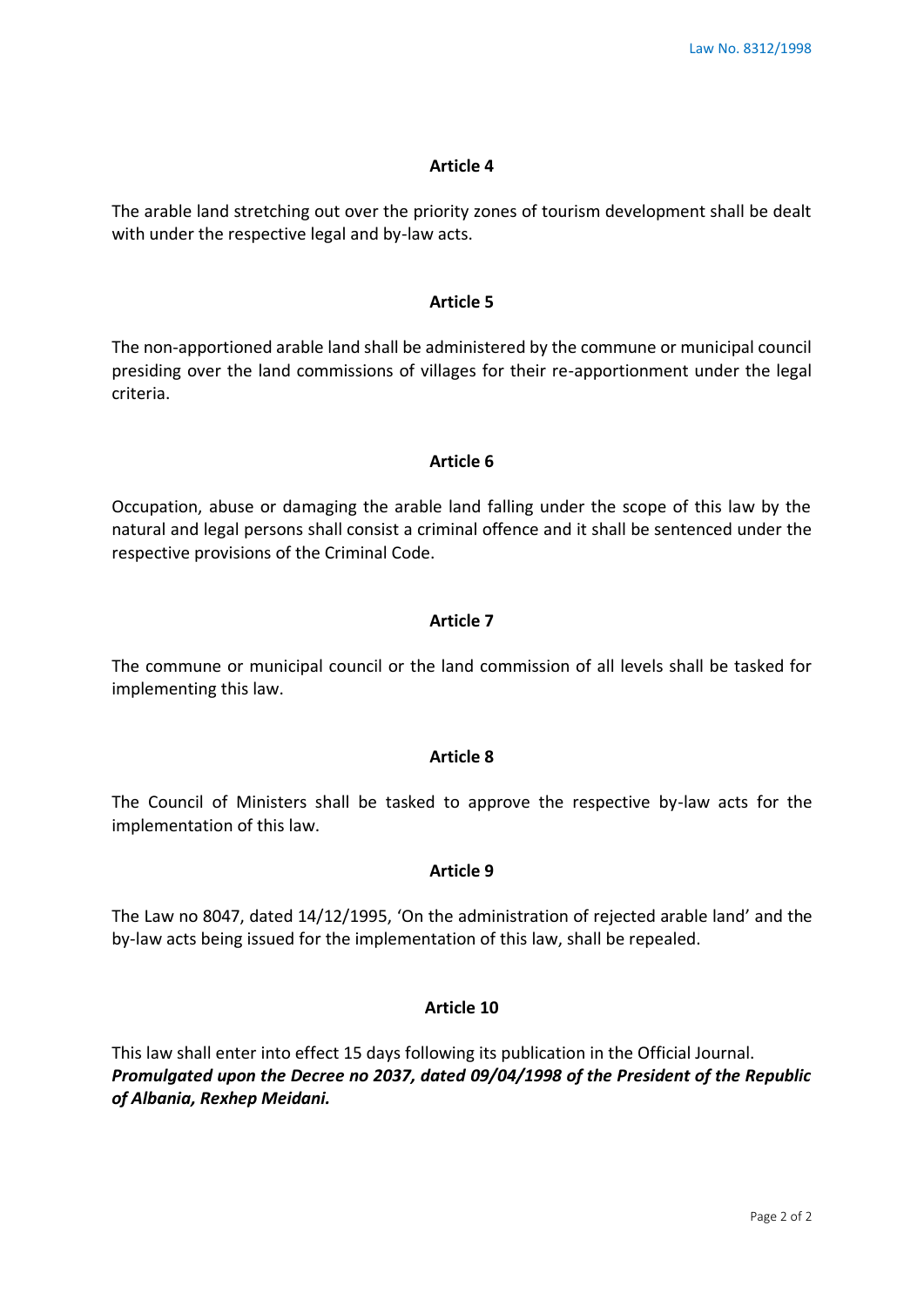### Article 4

The arable land stretching out over the priority zones of tourism development shall be dealt with under the respective legal and by-law acts.

### Article 5

The non-apportioned arable land shall be administered by the commune or municipal council presiding over the land commissions of villages for their re-apportionment under the legal criteria.

### Article 6

Occupation, abuse or damaging the arable land falling under the scope of this law by the natural and legal persons shall consist a criminal offence and it shall be sentenced under the respective provisions of the Criminal Code.

### Article 7

The commune or municipal council or the land commission of all levels shall be tasked for implementing this law.

### Article 8

The Council of Ministers shall be tasked to approve the respective by-law acts for the implementation of this law.

### Article 9

The Law no 8047, dated 14/12/1995, 'On the administration of rejected arable land' and the by-law acts being issued for the implementation of this law, shall be repealed.

### Article 10

This law shall enter into effect 15 days following its publication in the Official Journal.
***Promulgated upon the Decree no 2037, dated 09/04/1998 of the President of the Republic of Albania, Rexhep Meidani.***